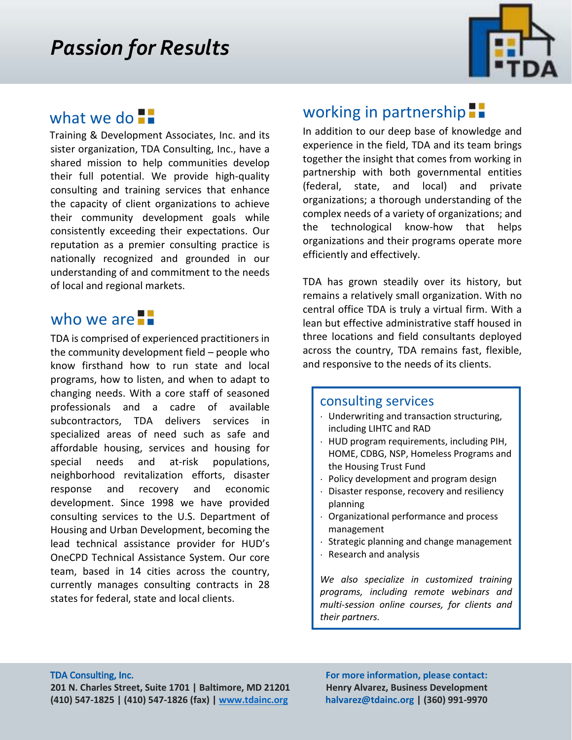# Passion for Results

## what we do

Training & Development Associates, Inc. and its sister organization, TDA Consulting, Inc., have a shared mission to help communities develop their full potential. We provide high-quality consulting and training services that enhance the capacity of client organizations to achieve their community development goals while consistently exceeding their expectations. Our reputation as a premier consulting practice is nationally recognized and grounded in our understanding of and commitment to the needs of local and regional markets.

## who we are

TDA is comprised of experienced practitioners in the community development field – people who know firsthand how to run state and local programs, how to listen, and when to adapt to changing needs. With a core staff of seasoned professionals and a cadre of available subcontractors, TDA delivers services in specialized areas of need such as safe and affordable housing, services and housing for special needs and at-risk populations, neighborhood revitalization efforts, disaster response and recovery and economic development. Since 1998 we have provided consulting services to the U.S. Department of Housing and Urban Development, becoming the lead technical assistance provider for HUD's OneCPD Technical Assistance System. Our core team, based in 14 cities across the country, currently manages consulting contracts in 28 states for federal, state and local clients.

## working in partnership

In addition to our deep base of knowledge and experience in the field, TDA and its team brings together the insight that comes from working in partnership with both governmental entities (federal, state, and local) and private organizations; a thorough understanding of the complex needs of a variety of organizations; and the technological know-how that helps organizations and their programs operate more efficiently and effectively.

TDA has grown steadily over its history, but remains a relatively small organization. With no central office TDA is truly a virtual firm. With a lean but effective administrative staff housed in three locations and field consultants deployed across the country, TDA remains fast, flexible, and responsive to the needs of its clients.

### consulting services

- Underwriting and transaction structuring, including LIHTC and RAD
- HUD program requirements, including PIH, HOME, CDBG, NSP, Homeless Programs and the Housing Trust Fund
- Policy development and program design
- Disaster response, recovery and resiliency planning
- Organizational performance and process management
- Strategic planning and change management
- Research and analysis

*We also specialize in customized training programs, including remote webinars and multi-session online courses, for clients and their partners.*

**TDA Consulting, Inc.**
**201 N. Charles Street, Suite 1701 | Baltimore, MD 21201**
**(410) 547-1825 | (410) 547-1826 (fax) | www.tdainc.org**

**For more information, please contact:**
**Henry Alvarez, Business Development**
**halvarez@tdainc.org | (360) 991-9970**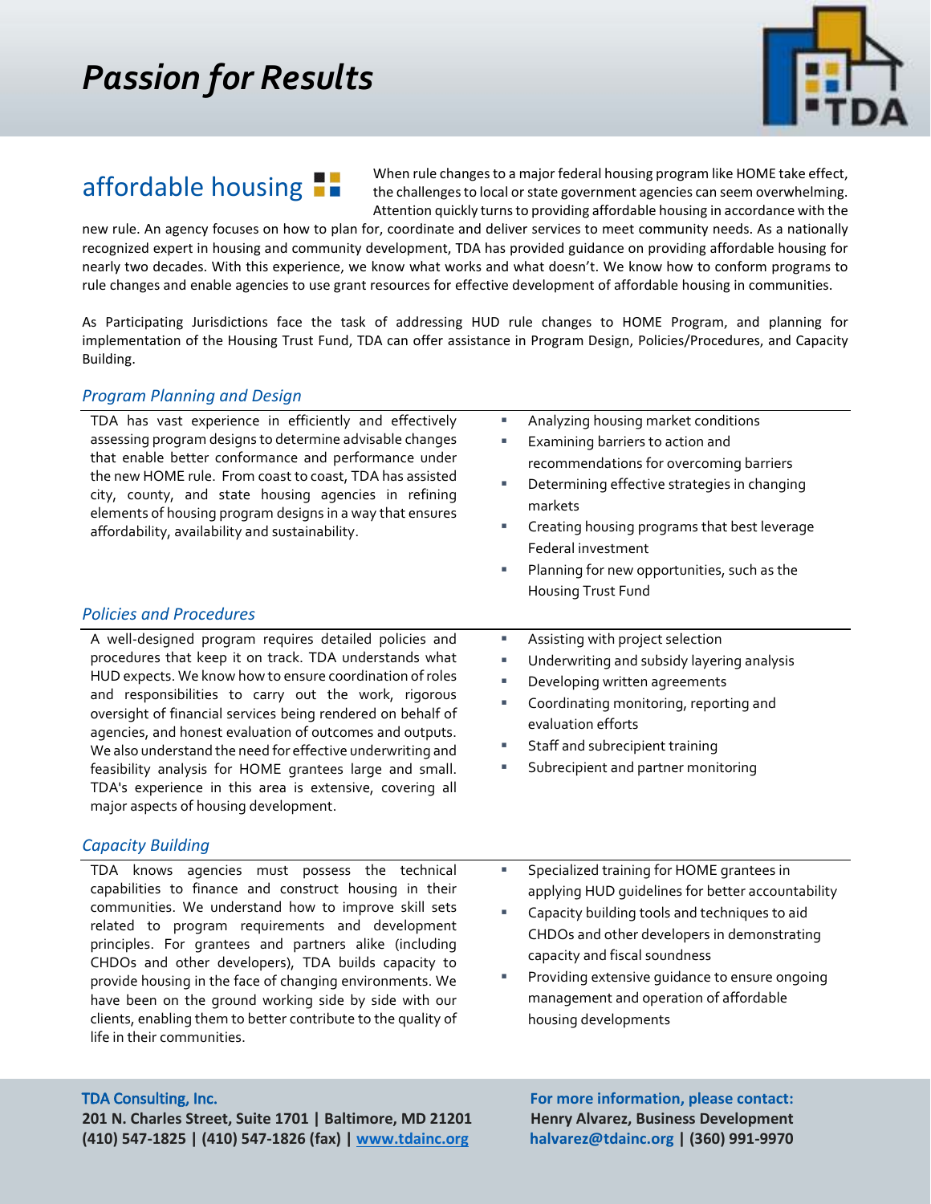# Passion for Results

## affordable housing

When rule changes to a major federal housing program like HOME take effect, the challenges to local or state government agencies can seem overwhelming. Attention quickly turns to providing affordable housing in accordance with the new rule. An agency focuses on how to plan for, coordinate and deliver services to meet community needs. As a nationally recognized expert in housing and community development, TDA has provided guidance on providing affordable housing for nearly two decades. With this experience, we know what works and what doesn't. We know how to conform programs to rule changes and enable agencies to use grant resources for effective development of affordable housing in communities.

As Participating Jurisdictions face the task of addressing HUD rule changes to HOME Program, and planning for implementation of the Housing Trust Fund, TDA can offer assistance in Program Design, Policies/Procedures, and Capacity Building.

### *Program Planning and Design*

TDA has vast experience in efficiently and effectively assessing program designs to determine advisable changes that enable better conformance and performance under the new HOME rule. From coast to coast, TDA has assisted city, county, and state housing agencies in refining elements of housing program designs in a way that ensures affordability, availability and sustainability.

- Analyzing housing market conditions
- Examining barriers to action and recommendations for overcoming barriers
- Determining effective strategies in changing markets
- Creating housing programs that best leverage Federal investment
- Planning for new opportunities, such as the Housing Trust Fund

### *Policies and Procedures*

A well-designed program requires detailed policies and procedures that keep it on track. TDA understands what HUD expects. We know how to ensure coordination of roles and responsibilities to carry out the work, rigorous oversight of financial services being rendered on behalf of agencies, and honest evaluation of outcomes and outputs. We also understand the need for effective underwriting and feasibility analysis for HOME grantees large and small. TDA's experience in this area is extensive, covering all major aspects of housing development.

- Assisting with project selection
- Underwriting and subsidy layering analysis
- Developing written agreements
- Coordinating monitoring, reporting and evaluation efforts
- Staff and subrecipient training
- Subrecipient and partner monitoring

### *Capacity Building*

TDA knows agencies must possess the technical capabilities to finance and construct housing in their communities. We understand how to improve skill sets related to program requirements and development principles. For grantees and partners alike (including CHDOs and other developers), TDA builds capacity to provide housing in the face of changing environments. We have been on the ground working side by side with our clients, enabling them to better contribute to the quality of life in their communities.

- Specialized training for HOME grantees in applying HUD guidelines for better accountability
- Capacity building tools and techniques to aid CHDOs and other developers in demonstrating capacity and fiscal soundness
- Providing extensive guidance to ensure ongoing management and operation of affordable housing developments

**TDA Consulting, Inc.**
**201 N. Charles Street, Suite 1701 | Baltimore, MD 21201**
**(410) 547-1825 | (410) 547-1826 (fax) | www.tdainc.org**

**For more information, please contact:**
**Henry Alvarez, Business Development**
**halvarez@tdainc.org | (360) 991-9970**